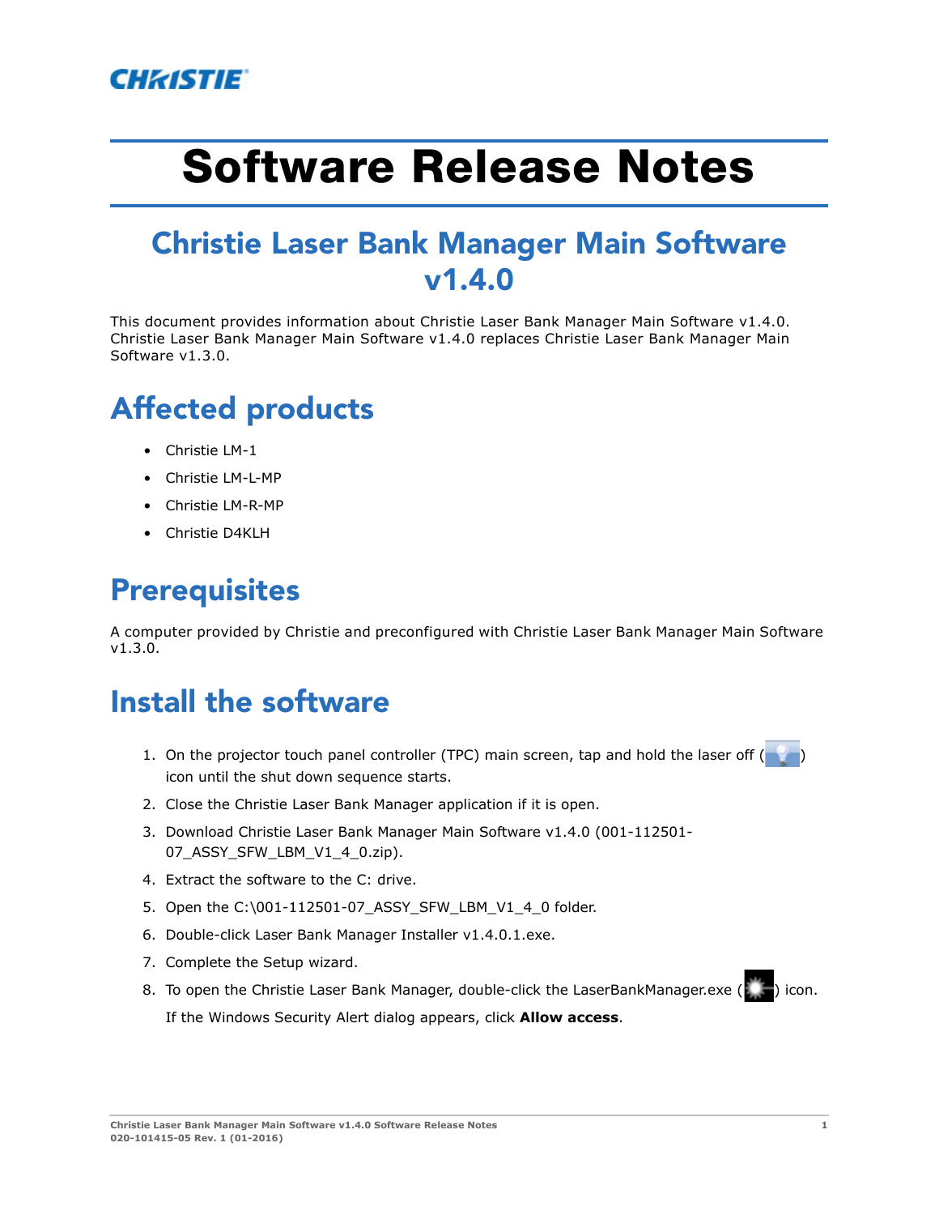# Software Release Notes

## Christie Laser Bank Manager Main Software v1.4.0

This document provides information about Christie Laser Bank Manager Main Software v1.4.0. Christie Laser Bank Manager Main Software v1.4.0 replaces Christie Laser Bank Manager Main Software v1.3.0.

## Affected products

- Christie LM-1
- Christie LM-L-MP
- Christie LM-R-MP
- Christie D4KLH

## Prerequisites

A computer provided by Christie and preconfigured with Christie Laser Bank Manager Main Software v1.3.0.

## Install the software

1. On the projector touch panel controller (TPC) main screen, tap and hold the laser off ( ) icon until the shut down sequence starts.
2. Close the Christie Laser Bank Manager application if it is open.
3. Download Christie Laser Bank Manager Main Software v1.4.0 (001-112501-07_ASSY_SFW_LBM_V1_4_0.zip).
4. Extract the software to the C: drive.
5. Open the C:\001-112501-07_ASSY_SFW_LBM_V1_4_0 folder.
6. Double-click Laser Bank Manager Installer v1.4.0.1.exe.
7. Complete the Setup wizard.
8. To open the Christie Laser Bank Manager, double-click the LaserBankManager.exe ( ) icon.

   If the Windows Security Alert dialog appears, click **Allow access**.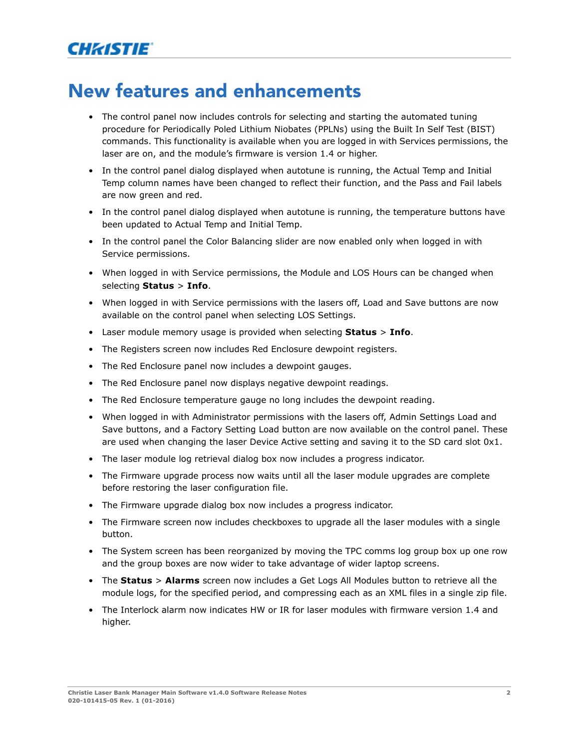# New features and enhancements

- The control panel now includes controls for selecting and starting the automated tuning procedure for Periodically Poled Lithium Niobates (PPLNs) using the Built In Self Test (BIST) commands. This functionality is available when you are logged in with Services permissions, the laser are on, and the module's firmware is version 1.4 or higher.
- In the control panel dialog displayed when autotune is running, the Actual Temp and Initial Temp column names have been changed to reflect their function, and the Pass and Fail labels are now green and red.
- In the control panel dialog displayed when autotune is running, the temperature buttons have been updated to Actual Temp and Initial Temp.
- In the control panel the Color Balancing slider are now enabled only when logged in with Service permissions.
- When logged in with Service permissions, the Module and LOS Hours can be changed when selecting **Status** > **Info**.
- When logged in with Service permissions with the lasers off, Load and Save buttons are now available on the control panel when selecting LOS Settings.
- Laser module memory usage is provided when selecting **Status** > **Info**.
- The Registers screen now includes Red Enclosure dewpoint registers.
- The Red Enclosure panel now includes a dewpoint gauges.
- The Red Enclosure panel now displays negative dewpoint readings.
- The Red Enclosure temperature gauge no long includes the dewpoint reading.
- When logged in with Administrator permissions with the lasers off, Admin Settings Load and Save buttons, and a Factory Setting Load button are now available on the control panel. These are used when changing the laser Device Active setting and saving it to the SD card slot 0x1.
- The laser module log retrieval dialog box now includes a progress indicator.
- The Firmware upgrade process now waits until all the laser module upgrades are complete before restoring the laser configuration file.
- The Firmware upgrade dialog box now includes a progress indicator.
- The Firmware screen now includes checkboxes to upgrade all the laser modules with a single button.
- The System screen has been reorganized by moving the TPC comms log group box up one row and the group boxes are now wider to take advantage of wider laptop screens.
- The **Status** > **Alarms** screen now includes a Get Logs All Modules button to retrieve all the module logs, for the specified period, and compressing each as an XML files in a single zip file.
- The Interlock alarm now indicates HW or IR for laser modules with firmware version 1.4 and higher.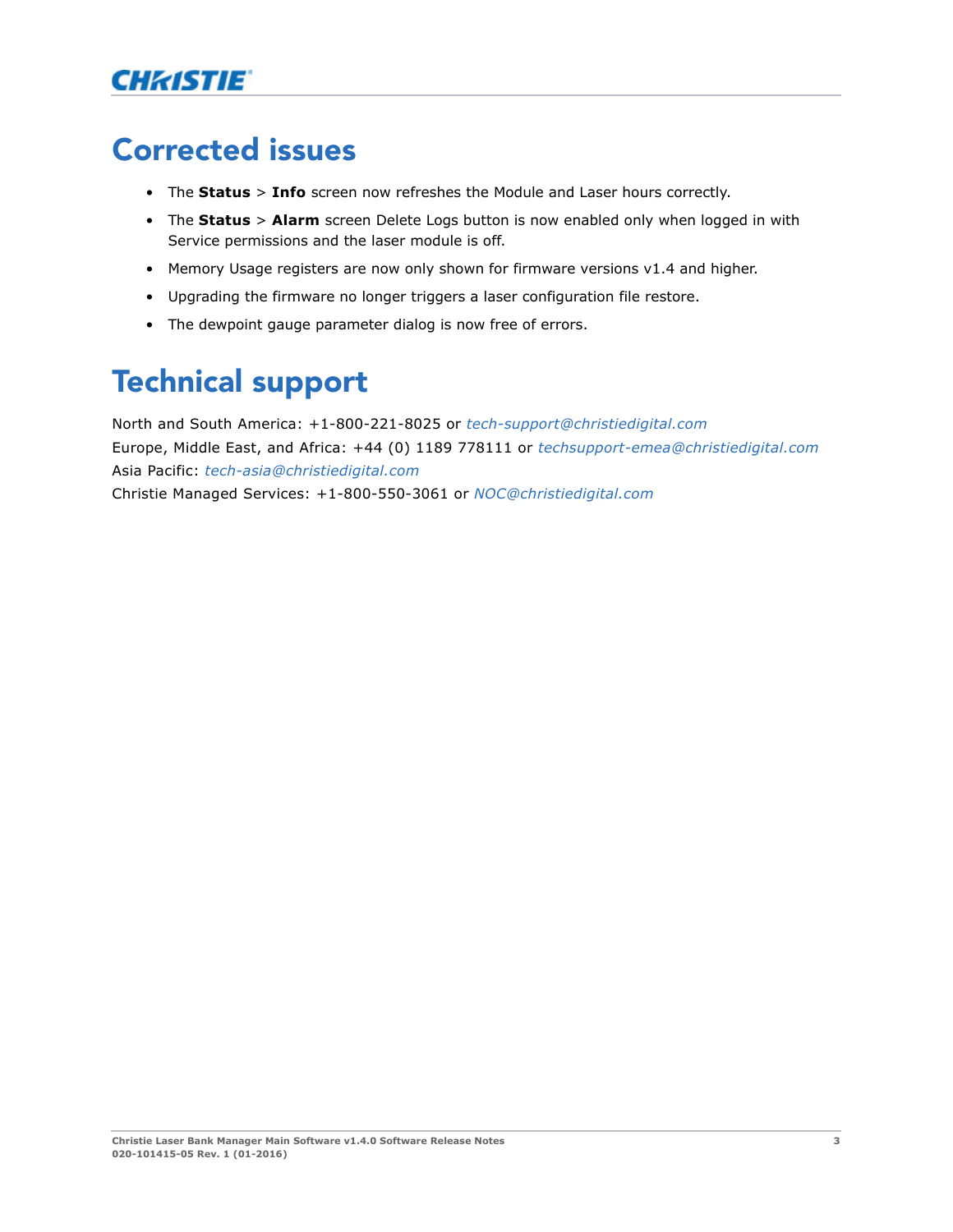# Corrected issues

- The **Status** > **Info** screen now refreshes the Module and Laser hours correctly.
- The **Status** > **Alarm** screen Delete Logs button is now enabled only when logged in with Service permissions and the laser module is off.
- Memory Usage registers are now only shown for firmware versions v1.4 and higher.
- Upgrading the firmware no longer triggers a laser configuration file restore.
- The dewpoint gauge parameter dialog is now free of errors.

# Technical support

North and South America: +1-800-221-8025 or *tech-support@christiedigital.com*
Europe, Middle East, and Africa: +44 (0) 1189 778111 or *techsupport-emea@christiedigital.com*
Asia Pacific: *tech-asia@christiedigital.com*
Christie Managed Services: +1-800-550-3061 or *NOC@christiedigital.com*